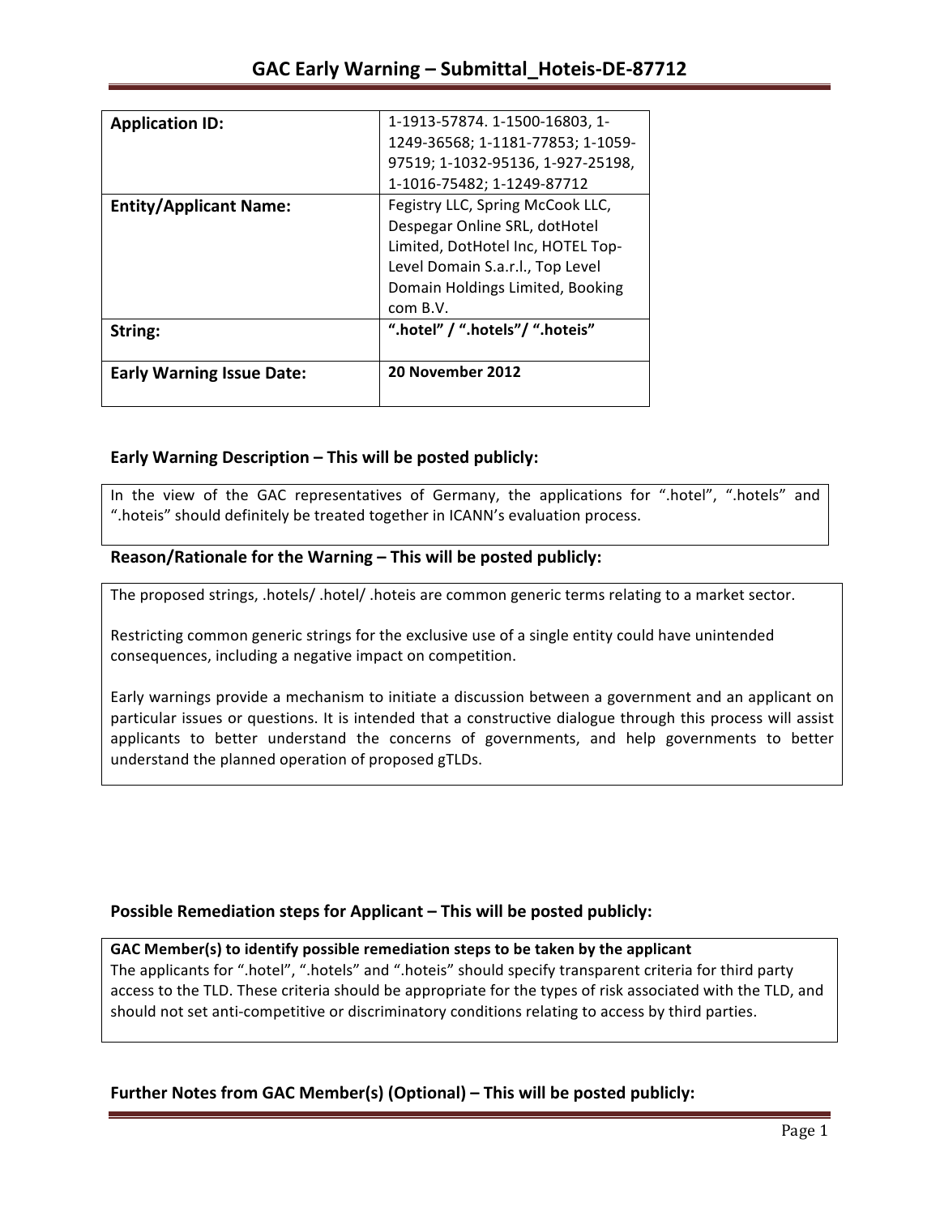# GAC Early Warning – Submittal_Hoteis-DE-87712

| | |
|---|---|
| **Application ID:** | 1-1913-57874. 1-1500-16803, 1-1249-36568; 1-1181-77853; 1-1059-97519; 1-1032-95136, 1-927-25198, 1-1016-75482; 1-1249-87712 |
| **Entity/Applicant Name:** | Fegistry LLC, Spring McCook LLC, Despegar Online SRL, dotHotel Limited, DotHotel Inc, HOTEL Top-Level Domain S.a.r.l., Top Level Domain Holdings Limited, Booking com B.V. |
| **String:** | **".hotel" / ".hotels"/ ".hoteis"** |
| **Early Warning Issue Date:** | **20 November 2012** |

## Early Warning Description – This will be posted publicly:

In the view of the GAC representatives of Germany, the applications for ".hotel", ".hotels" and ".hoteis" should definitely be treated together in ICANN's evaluation process.

## Reason/Rationale for the Warning – This will be posted publicly:

The proposed strings, .hotels/ .hotel/ .hoteis are common generic terms relating to a market sector.

Restricting common generic strings for the exclusive use of a single entity could have unintended consequences, including a negative impact on competition.

Early warnings provide a mechanism to initiate a discussion between a government and an applicant on particular issues or questions. It is intended that a constructive dialogue through this process will assist applicants to better understand the concerns of governments, and help governments to better understand the planned operation of proposed gTLDs.

## Possible Remediation steps for Applicant – This will be posted publicly:

**GAC Member(s) to identify possible remediation steps to be taken by the applicant**
The applicants for ".hotel", ".hotels" and ".hoteis" should specify transparent criteria for third party access to the TLD. These criteria should be appropriate for the types of risk associated with the TLD, and should not set anti-competitive or discriminatory conditions relating to access by third parties.

## Further Notes from GAC Member(s) (Optional) – This will be posted publicly: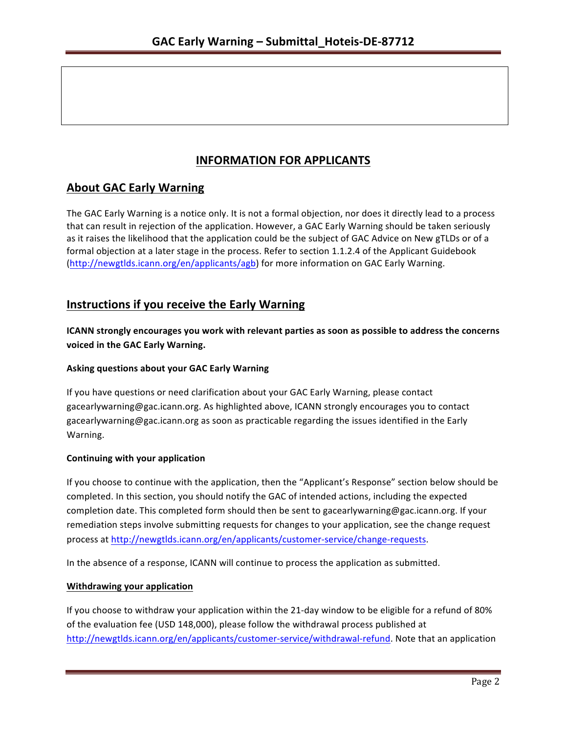# INFORMATION FOR APPLICANTS

## About GAC Early Warning

The GAC Early Warning is a notice only. It is not a formal objection, nor does it directly lead to a process that can result in rejection of the application. However, a GAC Early Warning should be taken seriously as it raises the likelihood that the application could be the subject of GAC Advice on New gTLDs or of a formal objection at a later stage in the process. Refer to section 1.1.2.4 of the Applicant Guidebook (http://newgtlds.icann.org/en/applicants/agb) for more information on GAC Early Warning.

## Instructions if you receive the Early Warning

**ICANN strongly encourages you work with relevant parties as soon as possible to address the concerns voiced in the GAC Early Warning.**

### Asking questions about your GAC Early Warning

If you have questions or need clarification about your GAC Early Warning, please contact gacearlywarning@gac.icann.org. As highlighted above, ICANN strongly encourages you to contact gacearlywarning@gac.icann.org as soon as practicable regarding the issues identified in the Early Warning.

### Continuing with your application

If you choose to continue with the application, then the "Applicant's Response" section below should be completed. In this section, you should notify the GAC of intended actions, including the expected completion date. This completed form should then be sent to gacearlywarning@gac.icann.org. If your remediation steps involve submitting requests for changes to your application, see the change request process at http://newgtlds.icann.org/en/applicants/customer-service/change-requests.

In the absence of a response, ICANN will continue to process the application as submitted.

### Withdrawing your application

If you choose to withdraw your application within the 21-day window to be eligible for a refund of 80% of the evaluation fee (USD 148,000), please follow the withdrawal process published at http://newgtlds.icann.org/en/applicants/customer-service/withdrawal-refund. Note that an application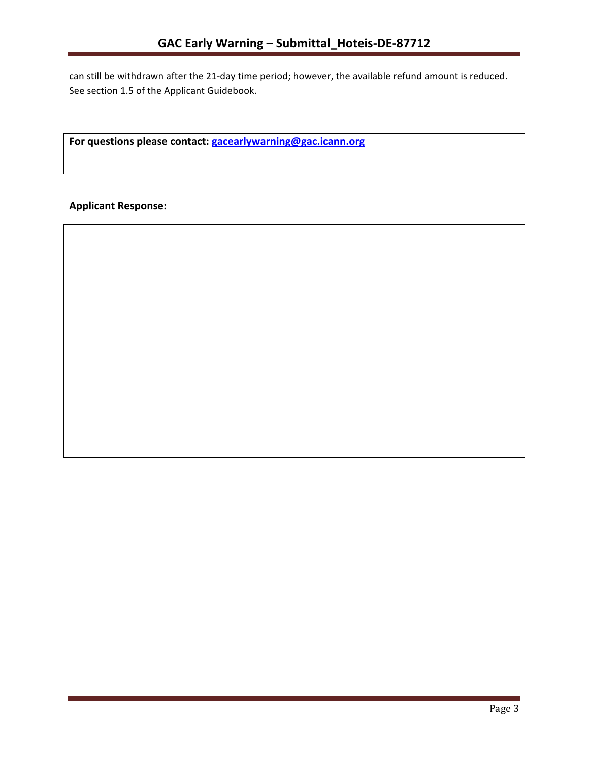can still be withdrawn after the 21-day time period; however, the available refund amount is reduced. See section 1.5 of the Applicant Guidebook.

**For questions please contact: gacearlywarning@gac.icann.org**

**Applicant Response:**